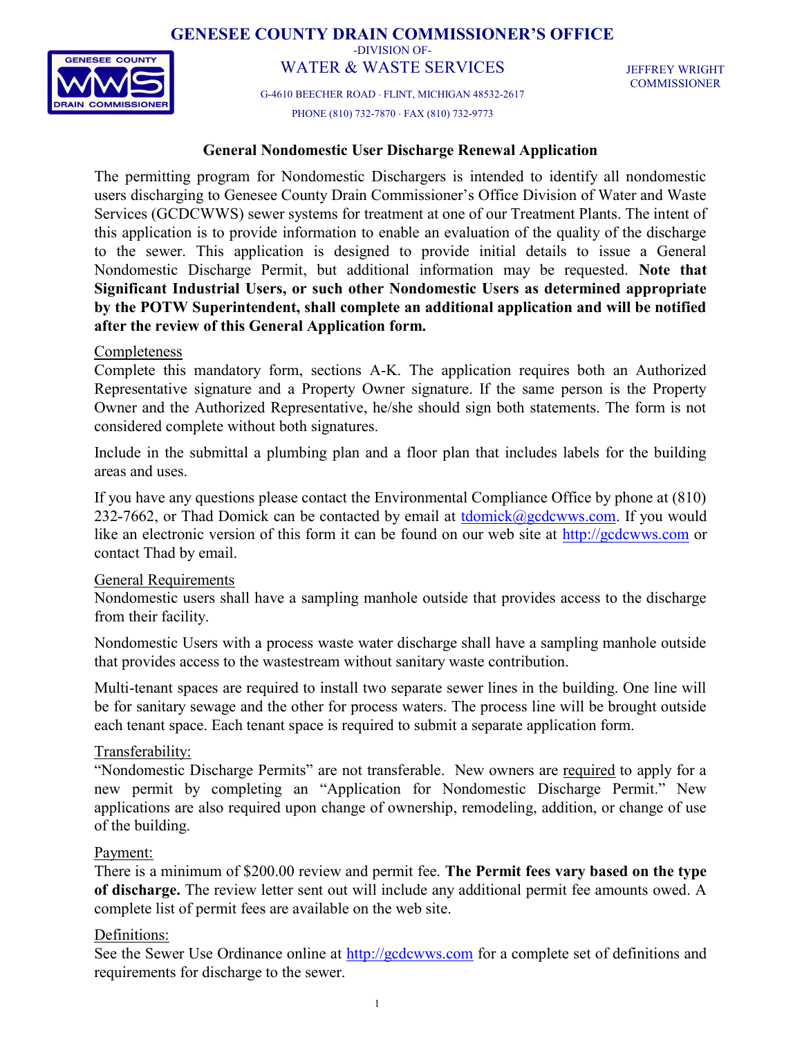# GENESEE COUNTY DRAIN COMMISSIONER'S OFFICE

-DIVISION OF-

WATER & WASTE SERVICES

G-4610 BEECHER ROAD · FLINT, MICHIGAN 48532-2617

PHONE (810) 732-7870 · FAX (810) 732-9773

JEFFREY WRIGHT
COMMISSIONER

## General Nondomestic User Discharge Renewal Application

The permitting program for Nondomestic Dischargers is intended to identify all nondomestic users discharging to Genesee County Drain Commissioner's Office Division of Water and Waste Services (GCDCWWS) sewer systems for treatment at one of our Treatment Plants. The intent of this application is to provide information to enable an evaluation of the quality of the discharge to the sewer. This application is designed to provide initial details to issue a General Nondomestic Discharge Permit, but additional information may be requested. **Note that Significant Industrial Users, or such other Nondomestic Users as determined appropriate by the POTW Superintendent, shall complete an additional application and will be notified after the review of this General Application form.**

### Completeness

Complete this mandatory form, sections A-K. The application requires both an Authorized Representative signature and a Property Owner signature. If the same person is the Property Owner and the Authorized Representative, he/she should sign both statements. The form is not considered complete without both signatures.

Include in the submittal a plumbing plan and a floor plan that includes labels for the building areas and uses.

If you have any questions please contact the Environmental Compliance Office by phone at (810) 232-7662, or Thad Domick can be contacted by email at tdomick@gcdcwws.com. If you would like an electronic version of this form it can be found on our web site at http://gcdcwws.com or contact Thad by email.

### General Requirements

Nondomestic users shall have a sampling manhole outside that provides access to the discharge from their facility.

Nondomestic Users with a process waste water discharge shall have a sampling manhole outside that provides access to the wastestream without sanitary waste contribution.

Multi-tenant spaces are required to install two separate sewer lines in the building. One line will be for sanitary sewage and the other for process waters. The process line will be brought outside each tenant space. Each tenant space is required to submit a separate application form.

### Transferability:

"Nondomestic Discharge Permits" are not transferable. New owners are required to apply for a new permit by completing an "Application for Nondomestic Discharge Permit." New applications are also required upon change of ownership, remodeling, addition, or change of use of the building.

### Payment:

There is a minimum of $200.00 review and permit fee. **The Permit fees vary based on the type of discharge.** The review letter sent out will include any additional permit fee amounts owed. A complete list of permit fees are available on the web site.

### Definitions:

See the Sewer Use Ordinance online at http://gcdcwws.com for a complete set of definitions and requirements for discharge to the sewer.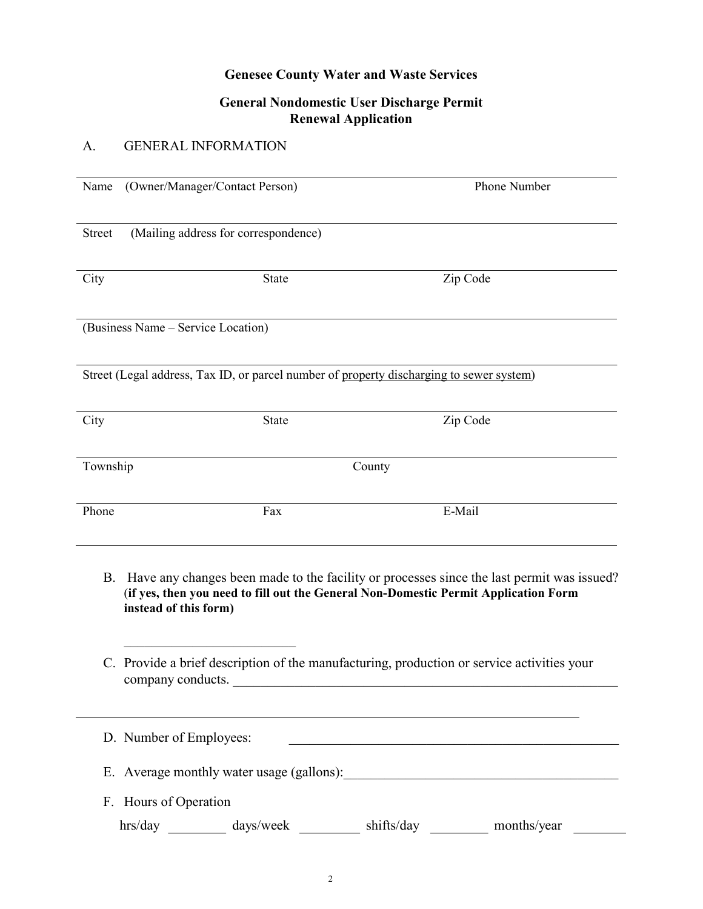**Genesee County Water and Waste Services**

**General Nondomestic User Discharge Permit**
**Renewal Application**

A. GENERAL INFORMATION

| | | |
|---|---|---|
| Name (Owner/Manager/Contact Person) | | Phone Number |
| Street (Mailing address for correspondence) | | |
| City | State | Zip Code |
| (Business Name – Service Location) | | |
| Street (Legal address, Tax ID, or parcel number of property discharging to sewer system) | | |
| City | State | Zip Code |
| Township | County | |
| Phone | Fax | E-Mail |

B. Have any changes been made to the facility or processes since the last permit was issued? (**if yes, then you need to fill out the General Non-Domestic Permit Application Form instead of this form)**

\_\_\_\_\_\_\_\_\_\_\_\_\_\_\_\_\_\_\_\_\_\_\_\_\_\_

C. Provide a brief description of the manufacturing, production or service activities your company conducts. \_\_\_\_\_\_\_\_\_\_\_\_\_\_\_\_\_\_\_\_\_\_\_\_\_\_\_\_\_\_\_\_\_\_\_\_\_\_\_\_\_\_\_\_\_\_\_\_\_\_\_\_\_\_\_\_\_\_\_\_

\_\_\_\_\_\_\_\_\_\_\_\_\_\_\_\_\_\_\_\_\_\_\_\_\_\_\_\_\_\_\_\_\_\_\_\_\_\_\_\_\_\_\_\_\_\_\_\_\_\_\_\_\_\_\_\_\_\_\_\_\_\_\_\_\_\_\_\_\_\_\_\_\_\_\_\_\_\_

D. Number of Employees: \_\_\_\_\_\_\_\_\_\_\_\_\_\_\_\_\_\_\_\_\_\_\_\_\_\_\_\_\_\_\_\_\_\_\_\_\_\_\_\_\_\_\_\_\_\_\_\_\_\_

E. Average monthly water usage (gallons):\_\_\_\_\_\_\_\_\_\_\_\_\_\_\_\_\_\_\_\_\_\_\_\_\_\_\_\_\_\_\_\_\_\_\_\_\_\_\_\_\_\_

F. Hours of Operation

hrs/day \_\_\_\_\_\_\_\_\_ days/week \_\_\_\_\_\_\_\_\_ shifts/day \_\_\_\_\_\_\_\_\_ months/year \_\_\_\_\_\_\_\_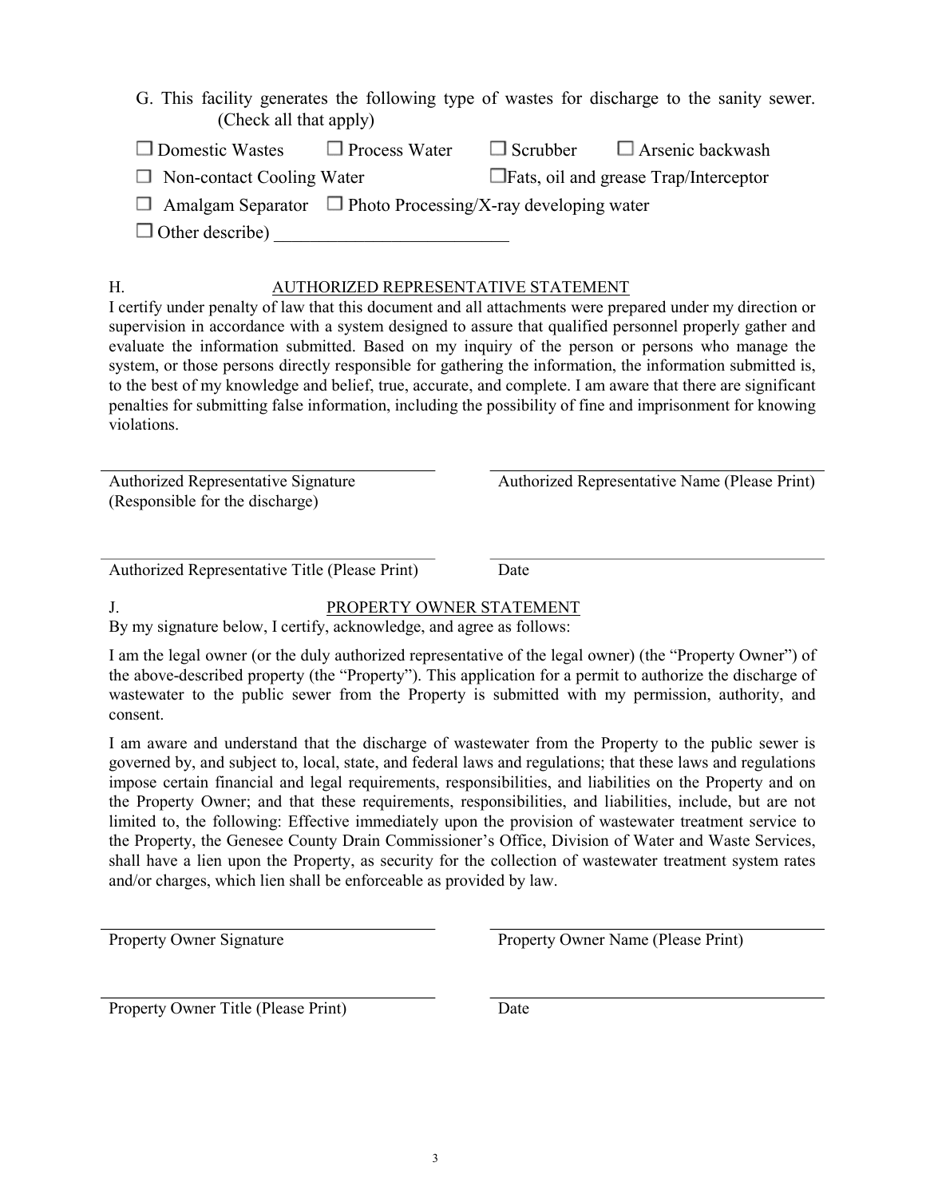G. This facility generates the following type of wastes for discharge to the sanity sewer. (Check all that apply)

☐ Domestic Wastes ☐ Process Water ☐ Scrubber ☐ Arsenic backwash

☐ Non-contact Cooling Water ☐Fats, oil and grease Trap/Interceptor

☐ Amalgam Separator ☐ Photo Processing/X-ray developing water

☐ Other describe) ___________________________

H. AUTHORIZED REPRESENTATIVE STATEMENT

I certify under penalty of law that this document and all attachments were prepared under my direction or supervision in accordance with a system designed to assure that qualified personnel properly gather and evaluate the information submitted. Based on my inquiry of the person or persons who manage the system, or those persons directly responsible for gathering the information, the information submitted is, to the best of my knowledge and belief, true, accurate, and complete. I am aware that there are significant penalties for submitting false information, including the possibility of fine and imprisonment for knowing violations.

_______________________________________ _______________________________________

Authorized Representative Signature (Responsible for the discharge) Authorized Representative Name (Please Print)

_______________________________________ _______________________________________

Authorized Representative Title (Please Print) Date

J. PROPERTY OWNER STATEMENT

By my signature below, I certify, acknowledge, and agree as follows:

I am the legal owner (or the duly authorized representative of the legal owner) (the "Property Owner") of the above-described property (the "Property"). This application for a permit to authorize the discharge of wastewater to the public sewer from the Property is submitted with my permission, authority, and consent.

I am aware and understand that the discharge of wastewater from the Property to the public sewer is governed by, and subject to, local, state, and federal laws and regulations; that these laws and regulations impose certain financial and legal requirements, responsibilities, and liabilities on the Property and on the Property Owner; and that these requirements, responsibilities, and liabilities, include, but are not limited to, the following: Effective immediately upon the provision of wastewater treatment service to the Property, the Genesee County Drain Commissioner's Office, Division of Water and Waste Services, shall have a lien upon the Property, as security for the collection of wastewater treatment system rates and/or charges, which lien shall be enforceable as provided by law.

_______________________________________ _______________________________________

Property Owner Signature Property Owner Name (Please Print)

_______________________________________ _______________________________________

Property Owner Title (Please Print) Date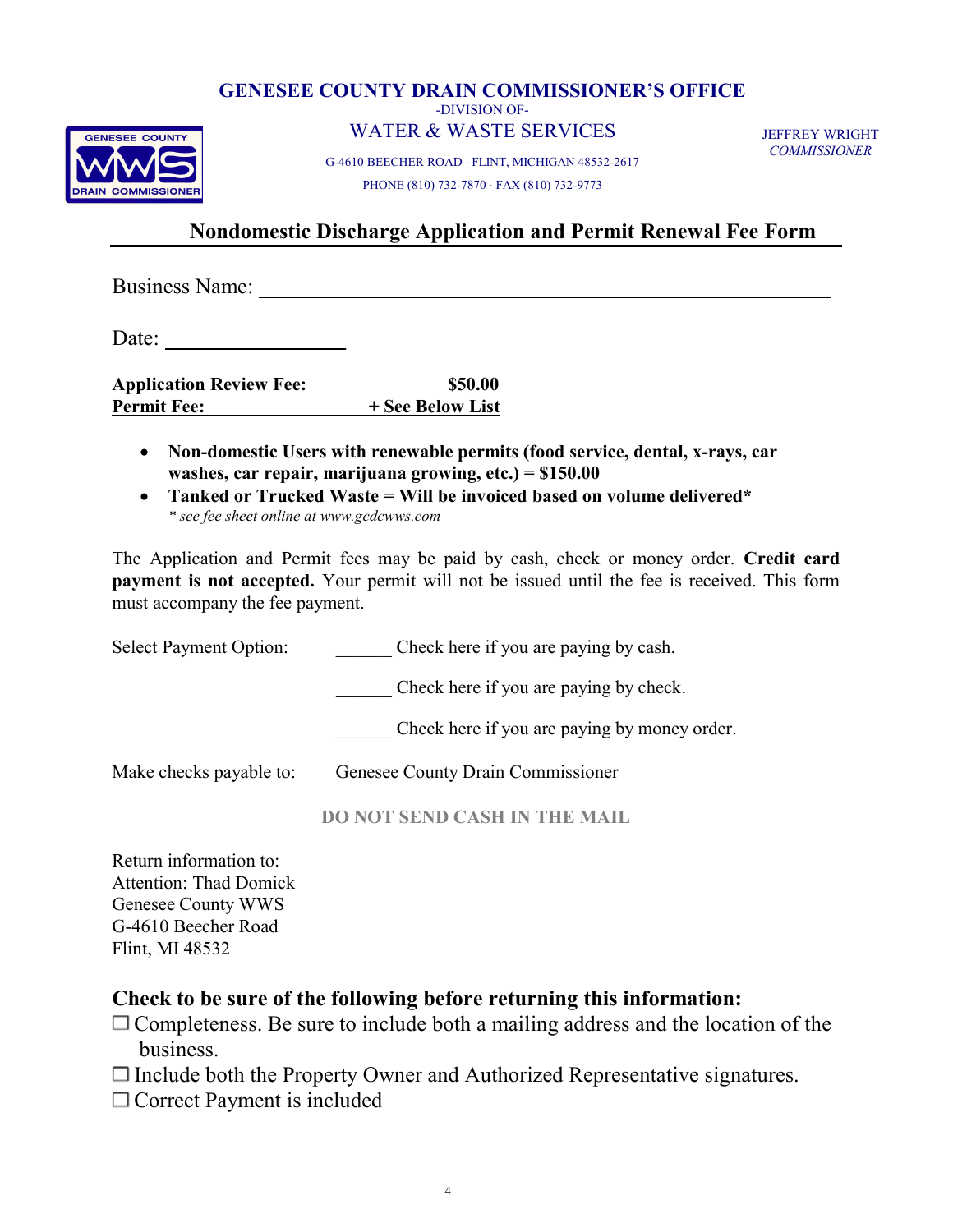**GENESEE COUNTY DRAIN COMMISSIONER'S OFFICE**

-DIVISION OF-

WATER & WASTE SERVICES

G-4610 BEECHER ROAD · FLINT, MICHIGAN 48532-2617

PHONE (810) 732-7870 · FAX (810) 732-9773

JEFFREY WRIGHT
*COMMISSIONER*

## Nondomestic Discharge Application and Permit Renewal Fee Form

Business Name: ______________________________________________

Date: ________________

**Application Review Fee:** **$50.00**
**Permit Fee:** **+ See Below List**

- **Non-domestic Users with renewable permits (food service, dental, x-rays, car washes, car repair, marijuana growing, etc.) = $150.00**
- **Tanked or Trucked Waste = Will be invoiced based on volume delivered***
  *\* see fee sheet online at www.gcdcwws.com*

The Application and Permit fees may be paid by cash, check or money order. **Credit card payment is not accepted.** Your permit will not be issued until the fee is received. This form must accompany the fee payment.

Select Payment Option:

______ Check here if you are paying by cash.

______ Check here if you are paying by check.

______ Check here if you are paying by money order.

Make checks payable to: Genesee County Drain Commissioner

**DO NOT SEND CASH IN THE MAIL**

Return information to:
Attention: Thad Domick
Genesee County WWS
G-4610 Beecher Road
Flint, MI 48532

### Check to be sure of the following before returning this information:

☐ Completeness. Be sure to include both a mailing address and the location of the business.
☐ Include both the Property Owner and Authorized Representative signatures.
☐ Correct Payment is included